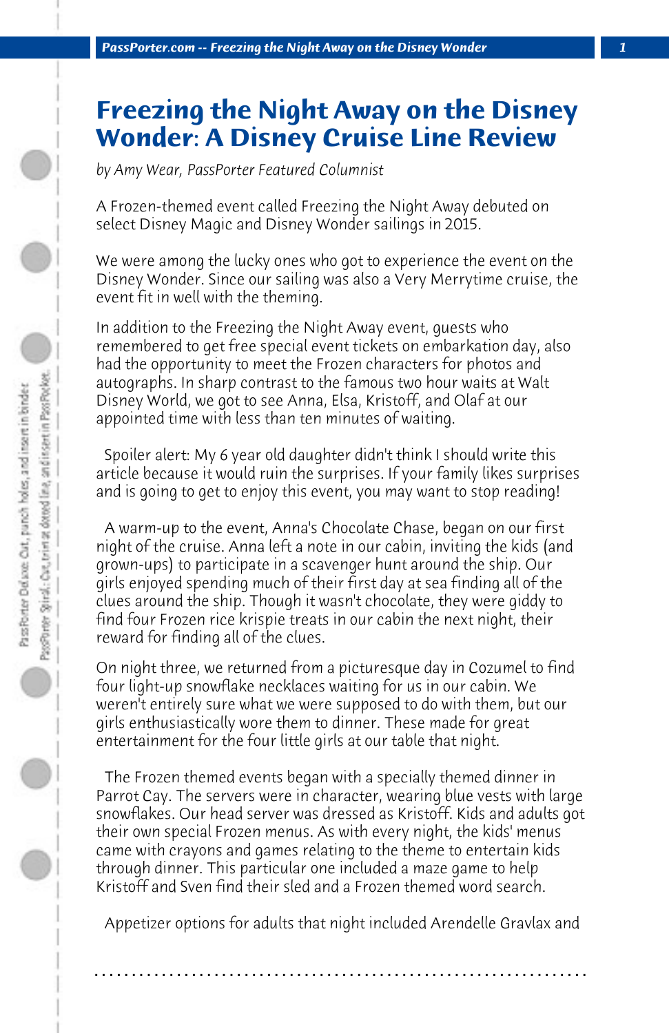# Freezing the Night Away on the Disney Wonder: A Disney Cruise Line Review

*by Amy Wear, PassPorter Featured Columnist*

A Frozen-themed event called Freezing the Night Away debuted on select Disney Magic and Disney Wonder sailings in 2015.

We were among the lucky ones who got to experience the event on the Disney Wonder. Since our sailing was also a Very Merrytime cruise, the event fit in well with the theming.

In addition to the Freezing the Night Away event, guests who remembered to get free special event tickets on embarkation day, also had the opportunity to meet the Frozen characters for photos and autographs. In sharp contrast to the famous two hour waits at Walt Disney World, we got to see Anna, Elsa, Kristoff, and Olaf at our appointed time with less than ten minutes of waiting.

Spoiler alert: My 6 year old daughter didn't think I should write this article because it would ruin the surprises. If your family likes surprises and is going to get to enjoy this event, you may want to stop reading!

A warm-up to the event, Anna's Chocolate Chase, began on our first night of the cruise. Anna left a note in our cabin, inviting the kids (and grown-ups) to participate in a scavenger hunt around the ship. Our girls enjoyed spending much of their first day at sea finding all of the clues around the ship. Though it wasn't chocolate, they were giddy to find four Frozen rice krispie treats in our cabin the next night, their reward for finding all of the clues.

On night three, we returned from a picturesque day in Cozumel to find four light-up snowflake necklaces waiting for us in our cabin. We weren't entirely sure what we were supposed to do with them, but our girls enthusiastically wore them to dinner. These made for great entertainment for the four little girls at our table that night.

The Frozen themed events began with a specially themed dinner in Parrot Cay. The servers were in character, wearing blue vests with large snowflakes. Our head server was dressed as Kristoff. Kids and adults got their own special Frozen menus. As with every night, the kids' menus came with crayons and games relating to the theme to entertain kids through dinner. This particular one included a maze game to help Kristoff and Sven find their sled and a Frozen themed word search.

Appetizer options for adults that night included Arendelle Gravlax and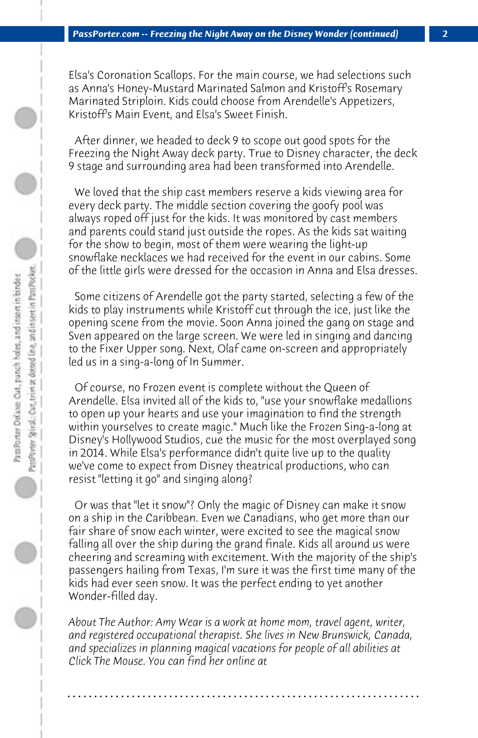Elsa's Coronation Scallops. For the main course, we had selections such as Anna's Honey-Mustard Marinated Salmon and Kristoff's Rosemary Marinated Striploin. Kids could choose from Arendelle's Appetizers, Kristoff's Main Event, and Elsa's Sweet Finish.

After dinner, we headed to deck 9 to scope out good spots for the Freezing the Night Away deck party. True to Disney character, the deck 9 stage and surrounding area had been transformed into Arendelle.

We loved that the ship cast members reserve a kids viewing area for every deck party. The middle section covering the goofy pool was always roped off just for the kids. It was monitored by cast members and parents could stand just outside the ropes. As the kids sat waiting for the show to begin, most of them were wearing the light-up snowflake necklaces we had received for the event in our cabins. Some of the little girls were dressed for the occasion in Anna and Elsa dresses.

Some citizens of Arendelle got the party started, selecting a few of the kids to play instruments while Kristoff cut through the ice, just like the opening scene from the movie. Soon Anna joined the gang on stage and Sven appeared on the large screen. We were led in singing and dancing to the Fixer Upper song. Next, Olaf came on-screen and appropriately led us in a sing-a-long of In Summer.

Of course, no Frozen event is complete without the Queen of Arendelle. Elsa invited all of the kids to, "use your snowflake medallions to open up your hearts and use your imagination to find the strength within yourselves to create magic." Much like the Frozen Sing-a-long at Disney's Hollywood Studios, cue the music for the most overplayed song in 2014. While Elsa's performance didn't quite live up to the quality we've come to expect from Disney theatrical productions, who can resist "letting it go" and singing along?

Or was that "let it snow"? Only the magic of Disney can make it snow on a ship in the Caribbean. Even we Canadians, who get more than our fair share of snow each winter, were excited to see the magical snow falling all over the ship during the grand finale. Kids all around us were cheering and screaming with excitement. With the majority of the ship's passengers hailing from Texas, I'm sure it was the first time many of the kids had ever seen snow. It was the perfect ending to yet another Wonder-filled day.

*About The Author: Amy Wear is a work at home mom, travel agent, writer, and registered occupational therapist. She lives in New Brunswick, Canada, and specializes in planning magical vacations for people of all abilities at Click The Mouse. You can find her online at*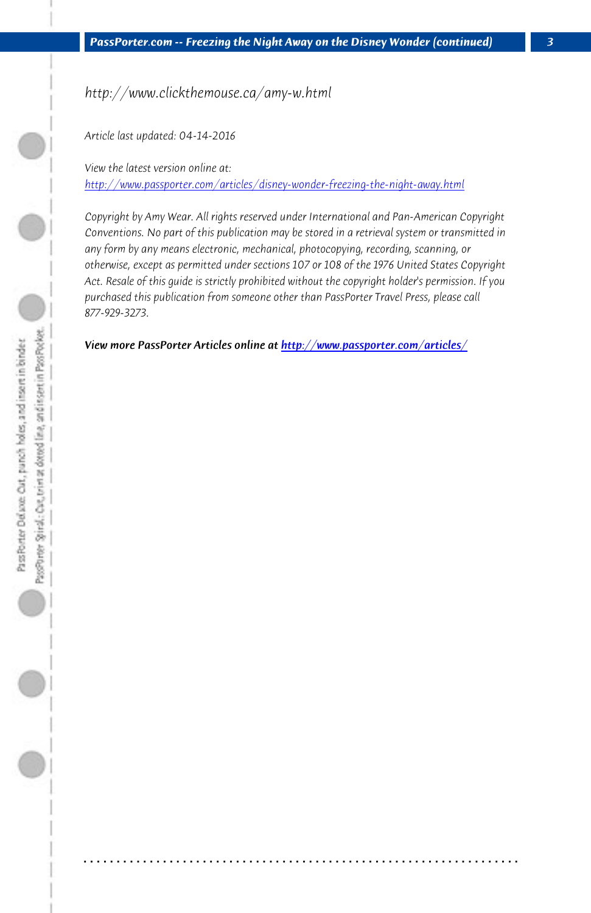*http://www.clickthemouse.ca/amy-w.html*

*Article last updated: 04-14-2016*

*View the latest version online at:*
*[http://www.passporter.com/articles/disney-wonder-freezing-the-night-away.html](http://www.passporter.com/articles/disney-wonder-freezing-the-night-away.html)*

*Copyright by Amy Wear. All rights reserved under International and Pan-American Copyright Conventions. No part of this publication may be stored in a retrieval system or transmitted in any form by any means electronic, mechanical, photocopying, recording, scanning, or otherwise, except as permitted under sections 107 or 108 of the 1976 United States Copyright Act. Resale of this guide is strictly prohibited without the copyright holder's permission. If you purchased this publication from someone other than PassPorter Travel Press, please call 877-929-3273.*

***View more PassPorter Articles online at [http://www.passporter.com/articles/](http://www.passporter.com/articles/)***